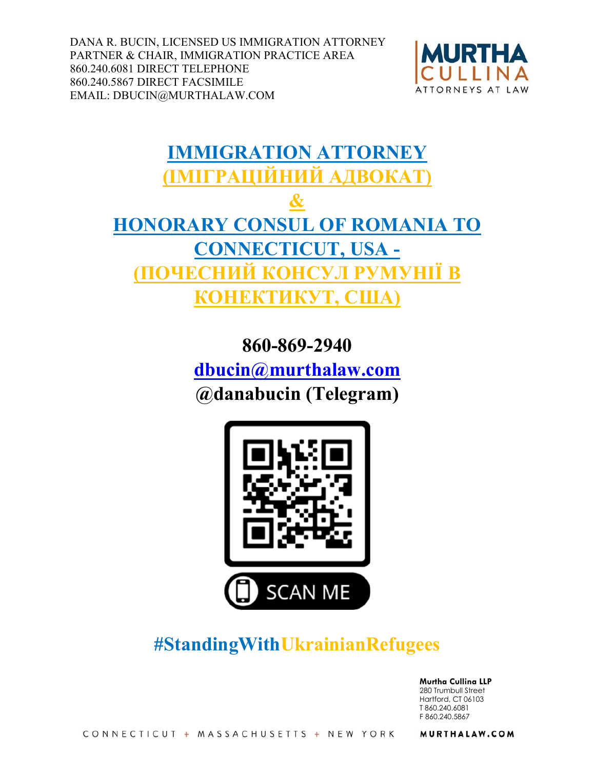DANA R. BUCIN, LICENSED US IMMIGRATION ATTORNEY
PARTNER & CHAIR, IMMIGRATION PRACTICE AREA
860.240.6081 DIRECT TELEPHONE
860.240.5867 DIRECT FACSIMILE
EMAIL: DBUCIN@MURTHALAW.COM

MURTHA CULLINA
ATTORNEYS AT LAW

# IMMIGRATION ATTORNEY (ІМІГРАЦІЙНИЙ АДВОКАТ) & HONORARY CONSUL OF ROMANIA TO CONNECTICUT, USA - (ПОЧЕСНИЙ КОНСУЛ РУМУНІЇ В КОНЕКТИКУТ, США)

**860-869-2940**

**dbucin@murthalaw.com**

**@danabucin (Telegram)**

SCAN ME

## #StandingWithUkrainianRefugees

**Murtha Cullina LLP**
280 Trumbull Street
Hartford, CT 06103
T 860.240.6081
F 860.240.5867

CONNECTICUT + MASSACHUSETTS + NEW YORK

MURTHALAW.COM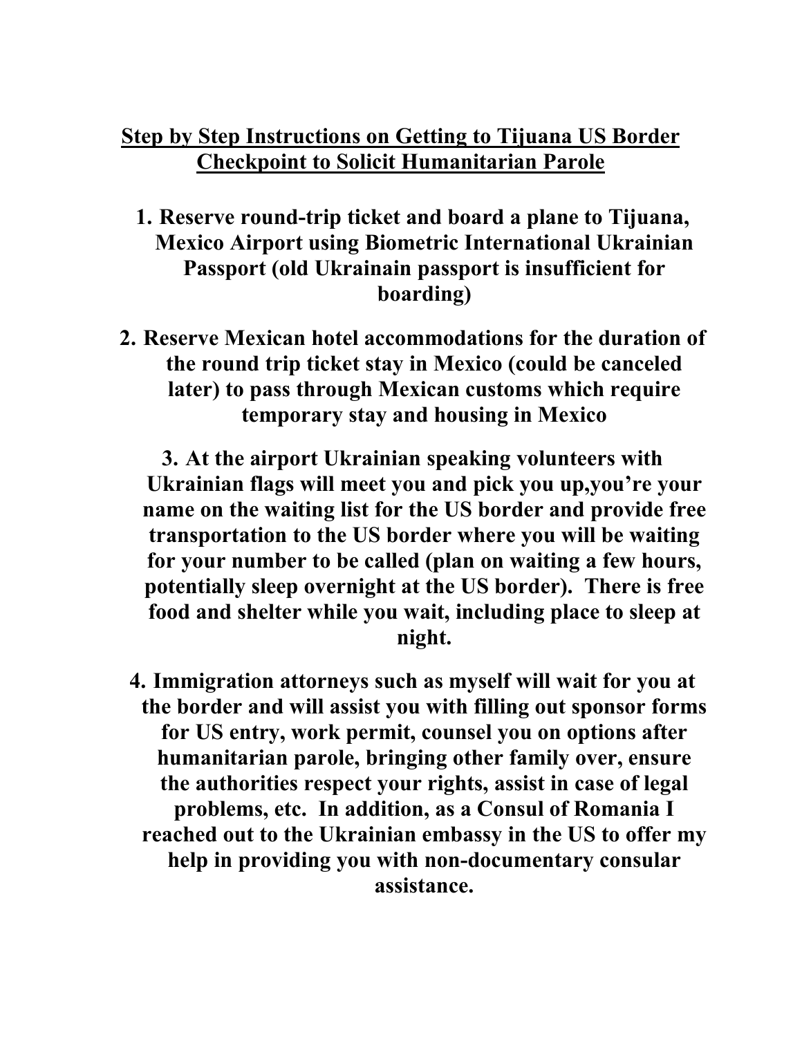**<u>Step by Step Instructions on Getting to Tijuana US Border Checkpoint to Solicit Humanitarian Parole</u>**

1. **Reserve round-trip ticket and board a plane to Tijuana, Mexico Airport using Biometric International Ukrainian Passport (old Ukrainain passport is insufficient for boarding)**

2. **Reserve Mexican hotel accommodations for the duration of the round trip ticket stay in Mexico (could be canceled later) to pass through Mexican customs which require temporary stay and housing in Mexico**

3. **At the airport Ukrainian speaking volunteers with Ukrainian flags will meet you and pick you up,you're your name on the waiting list for the US border and provide free transportation to the US border where you will be waiting for your number to be called (plan on waiting a few hours, potentially sleep overnight at the US border). There is free food and shelter while you wait, including place to sleep at night.**

4. **Immigration attorneys such as myself will wait for you at the border and will assist you with filling out sponsor forms for US entry, work permit, counsel you on options after humanitarian parole, bringing other family over, ensure the authorities respect your rights, assist in case of legal problems, etc. In addition, as a Consul of Romania I reached out to the Ukrainian embassy in the US to offer my help in providing you with non-documentary consular assistance.**